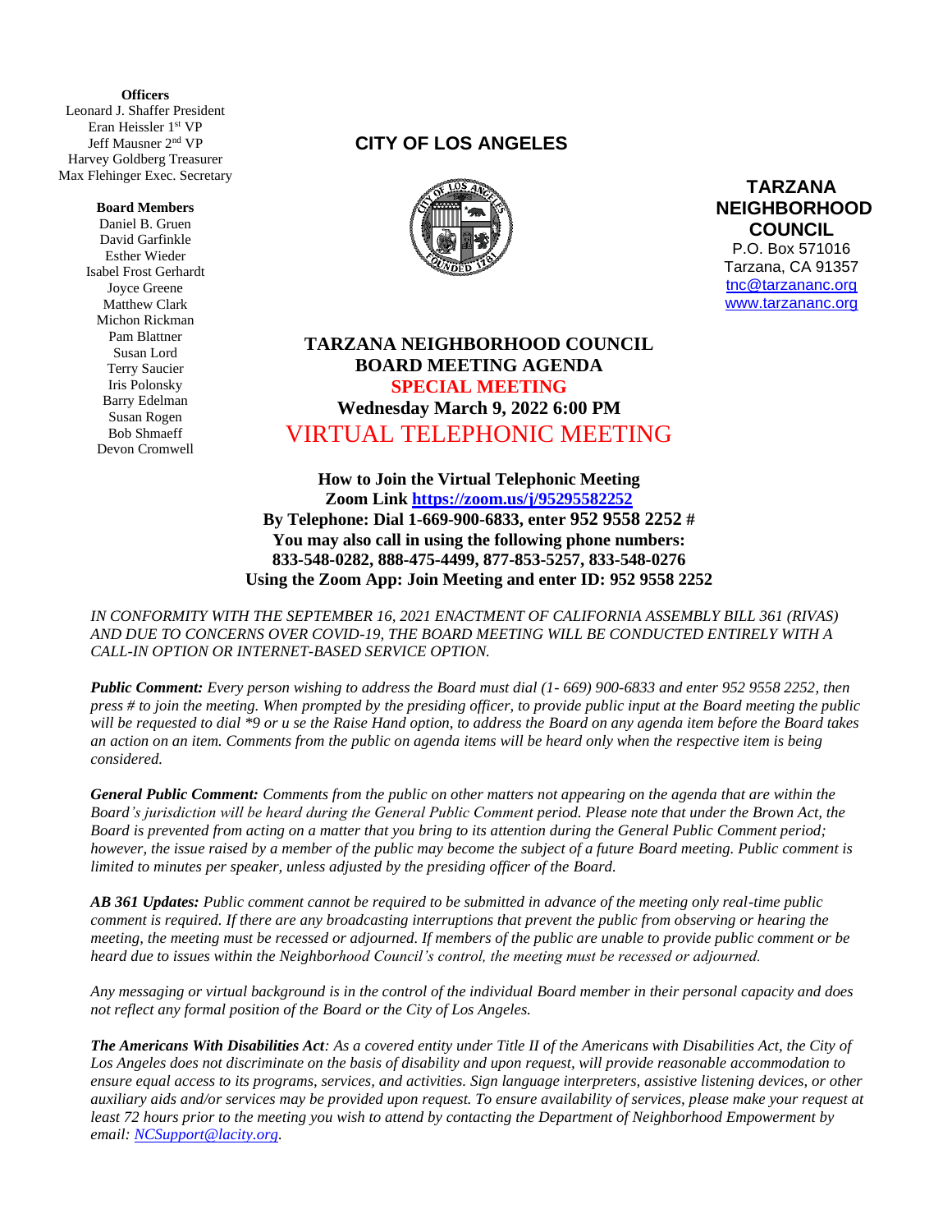**Officers**
Leonard J. Shaffer President
Eran Heissler 1st VP
Jeff Mausner 2nd VP
Harvey Goldberg Treasurer
Max Flehinger Exec. Secretary

**Board Members**
Daniel B. Gruen
David Garfinkle
Esther Wieder
Isabel Frost Gerhardt
Joyce Greene
Matthew Clark
Michon Rickman
Pam Blattner
Susan Lord
Terry Saucier
Iris Polonsky
Barry Edelman
Susan Rogen
Bob Shmaeff
Devon Cromwell

**CITY OF LOS ANGELES**

**TARZANA NEIGHBORHOOD COUNCIL**
P.O. Box 571016
Tarzana, CA 91357
tnc@tarzananc.org
www.tarzananc.org

# TARZANA NEIGHBORHOOD COUNCIL
## BOARD MEETING AGENDA
## SPECIAL MEETING
## Wednesday March 9, 2022 6:00 PM
## VIRTUAL TELEPHONIC MEETING

**How to Join the Virtual Telephonic Meeting**
**Zoom Link https://zoom.us/j/95295582252**
**By Telephone: Dial 1-669-900-6833, enter 952 9558 2252 #**
**You may also call in using the following phone numbers:**
**833-548-0282, 888-475-4499, 877-853-5257, 833-548-0276**
**Using the Zoom App: Join Meeting and enter ID: 952 9558 2252**

*IN CONFORMITY WITH THE SEPTEMBER 16, 2021 ENACTMENT OF CALIFORNIA ASSEMBLY BILL 361 (RIVAS) AND DUE TO CONCERNS OVER COVID-19, THE BOARD MEETING WILL BE CONDUCTED ENTIRELY WITH A CALL-IN OPTION OR INTERNET-BASED SERVICE OPTION.*

***Public Comment:*** *Every person wishing to address the Board must dial (1- 669) 900-6833 and enter 952 9558 2252, then press # to join the meeting. When prompted by the presiding officer, to provide public input at the Board meeting the public will be requested to dial \*9 or u se the Raise Hand option, to address the Board on any agenda item before the Board takes an action on an item. Comments from the public on agenda items will be heard only when the respective item is being considered.*

***General Public Comment:*** *Comments from the public on other matters not appearing on the agenda that are within the Board's jurisdiction will be heard during the General Public Comment period. Please note that under the Brown Act, the Board is prevented from acting on a matter that you bring to its attention during the General Public Comment period; however, the issue raised by a member of the public may become the subject of a future Board meeting. Public comment is limited to minutes per speaker, unless adjusted by the presiding officer of the Board.*

***AB 361 Updates:*** *Public comment cannot be required to be submitted in advance of the meeting only real-time public comment is required. If there are any broadcasting interruptions that prevent the public from observing or hearing the meeting, the meeting must be recessed or adjourned. If members of the public are unable to provide public comment or be heard due to issues within the Neighborhood Council's control, the meeting must be recessed or adjourned.*

*Any messaging or virtual background is in the control of the individual Board member in their personal capacity and does not reflect any formal position of the Board or the City of Los Angeles.*

***The Americans With Disabilities Act****: As a covered entity under Title II of the Americans with Disabilities Act, the City of Los Angeles does not discriminate on the basis of disability and upon request, will provide reasonable accommodation to ensure equal access to its programs, services, and activities. Sign language interpreters, assistive listening devices, or other auxiliary aids and/or services may be provided upon request. To ensure availability of services, please make your request at least 72 hours prior to the meeting you wish to attend by contacting the Department of Neighborhood Empowerment by email: NCSupport@lacity.org.*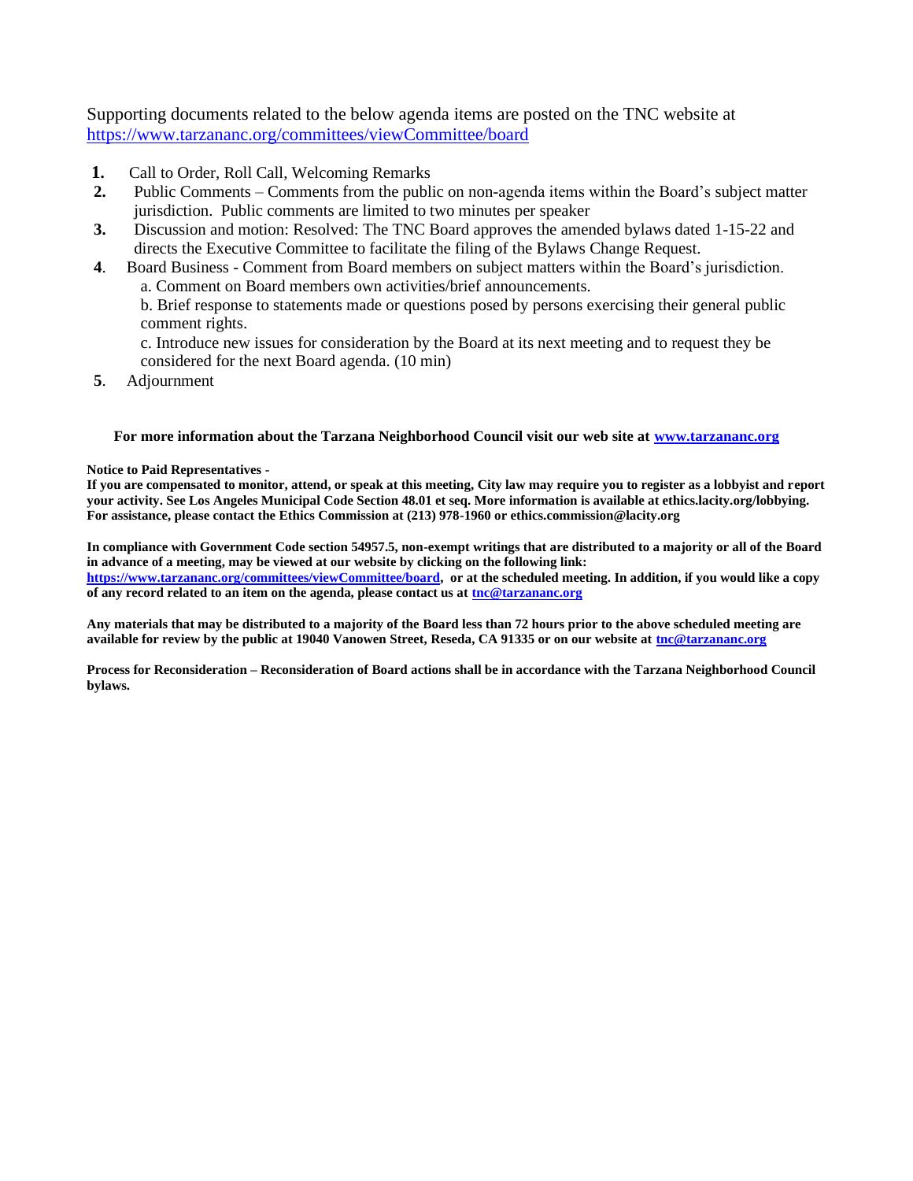Supporting documents related to the below agenda items are posted on the TNC website at https://www.tarzananc.org/committees/viewCommittee/board

1. Call to Order, Roll Call, Welcoming Remarks
2. Public Comments – Comments from the public on non-agenda items within the Board's subject matter jurisdiction. Public comments are limited to two minutes per speaker
3. Discussion and motion: Resolved: The TNC Board approves the amended bylaws dated 1-15-22 and directs the Executive Committee to facilitate the filing of the Bylaws Change Request.
4. Board Business - Comment from Board members on subject matters within the Board's jurisdiction.
   a. Comment on Board members own activities/brief announcements.
   b. Brief response to statements made or questions posed by persons exercising their general public comment rights.
   c. Introduce new issues for consideration by the Board at its next meeting and to request they be considered for the next Board agenda. (10 min)
5. Adjournment

**For more information about the Tarzana Neighborhood Council visit our web site at www.tarzananc.org**

**Notice to Paid Representatives -**
**If you are compensated to monitor, attend, or speak at this meeting, City law may require you to register as a lobbyist and report your activity. See Los Angeles Municipal Code Section 48.01 et seq. More information is available at ethics.lacity.org/lobbying. For assistance, please contact the Ethics Commission at (213) 978-1960 or ethics.commission@lacity.org**

**In compliance with Government Code section 54957.5, non-exempt writings that are distributed to a majority or all of the Board in advance of a meeting, may be viewed at our website by clicking on the following link: https://www.tarzananc.org/committees/viewCommittee/board, or at the scheduled meeting. In addition, if you would like a copy of any record related to an item on the agenda, please contact us at tnc@tarzananc.org**

**Any materials that may be distributed to a majority of the Board less than 72 hours prior to the above scheduled meeting are available for review by the public at 19040 Vanowen Street, Reseda, CA 91335 or on our website at tnc@tarzananc.org**

**Process for Reconsideration – Reconsideration of Board actions shall be in accordance with the Tarzana Neighborhood Council bylaws.**